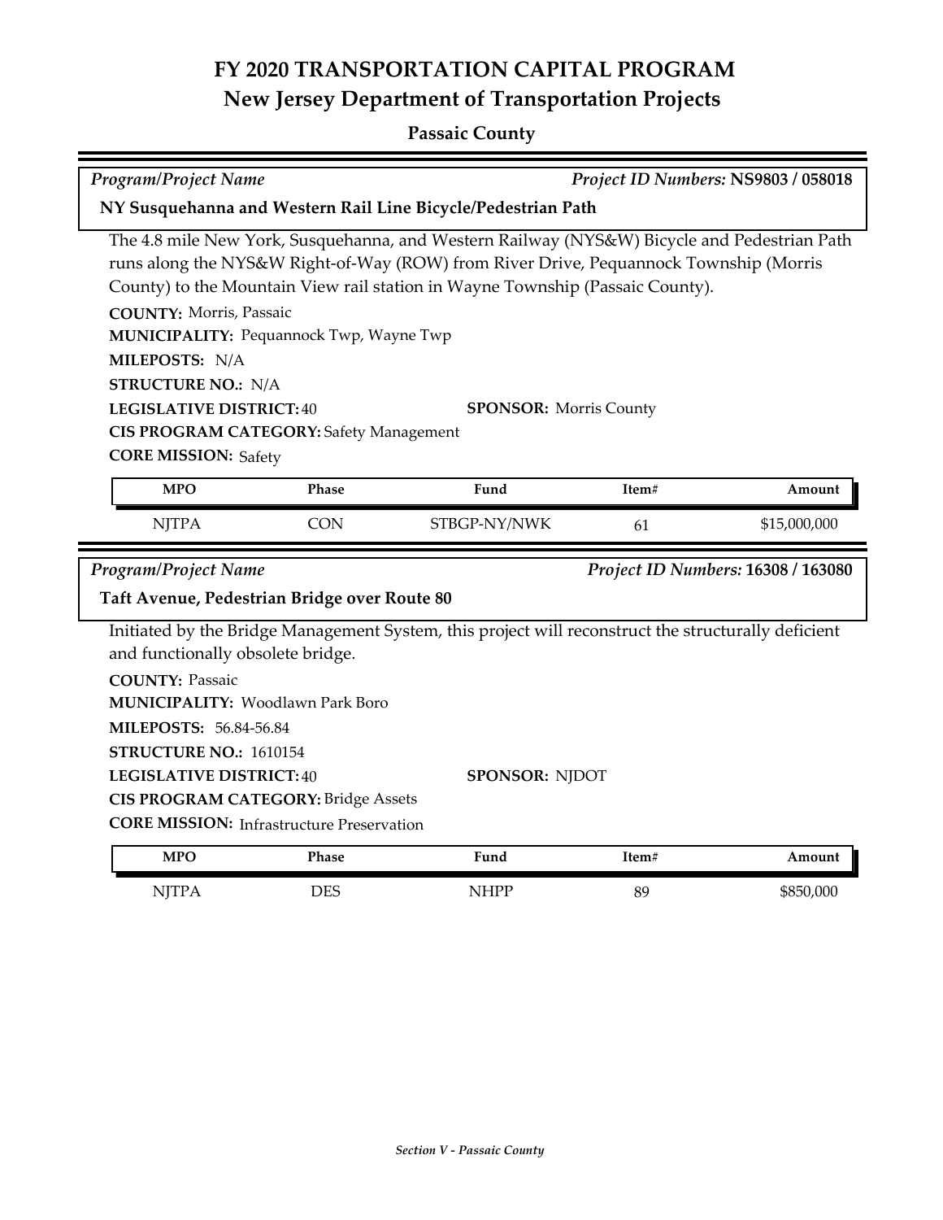# FY 2020 TRANSPORTATION CAPITAL PROGRAM

## New Jersey Department of Transportation Projects

### Passaic County

*Program/Project Name* — *Project ID Numbers:* **NS9803 / 058018**

**NY Susquehanna and Western Rail Line Bicycle/Pedestrian Path**

The 4.8 mile New York, Susquehanna, and Western Railway (NYS&W) Bicycle and Pedestrian Path runs along the NYS&W Right-of-Way (ROW) from River Drive, Pequannock Township (Morris County) to the Mountain View rail station in Wayne Township (Passaic County).

**COUNTY:** Morris, Passaic
**MUNICIPALITY:** Pequannock Twp, Wayne Twp
**MILEPOSTS:** N/A
**STRUCTURE NO.:** N/A
**LEGISLATIVE DISTRICT:** 40
**SPONSOR:** Morris County
**CIS PROGRAM CATEGORY:** Safety Management
**CORE MISSION:** Safety

| MPO | Phase | Fund | Item# | Amount |
|---|---|---|---|---|
| NJTPA | CON | STBGP-NY/NWK | 61 | $15,000,000 |

*Program/Project Name* — *Project ID Numbers:* **16308 / 163080**

**Taft Avenue, Pedestrian Bridge over Route 80**

Initiated by the Bridge Management System, this project will reconstruct the structurally deficient and functionally obsolete bridge.

**COUNTY:** Passaic
**MUNICIPALITY:** Woodlawn Park Boro
**MILEPOSTS:** 56.84-56.84
**STRUCTURE NO.:** 1610154
**LEGISLATIVE DISTRICT:** 40
**SPONSOR:** NJDOT
**CIS PROGRAM CATEGORY:** Bridge Assets
**CORE MISSION:** Infrastructure Preservation

| MPO | Phase | Fund | Item# | Amount |
|---|---|---|---|---|
| NJTPA | DES | NHPP | 89 | $850,000 |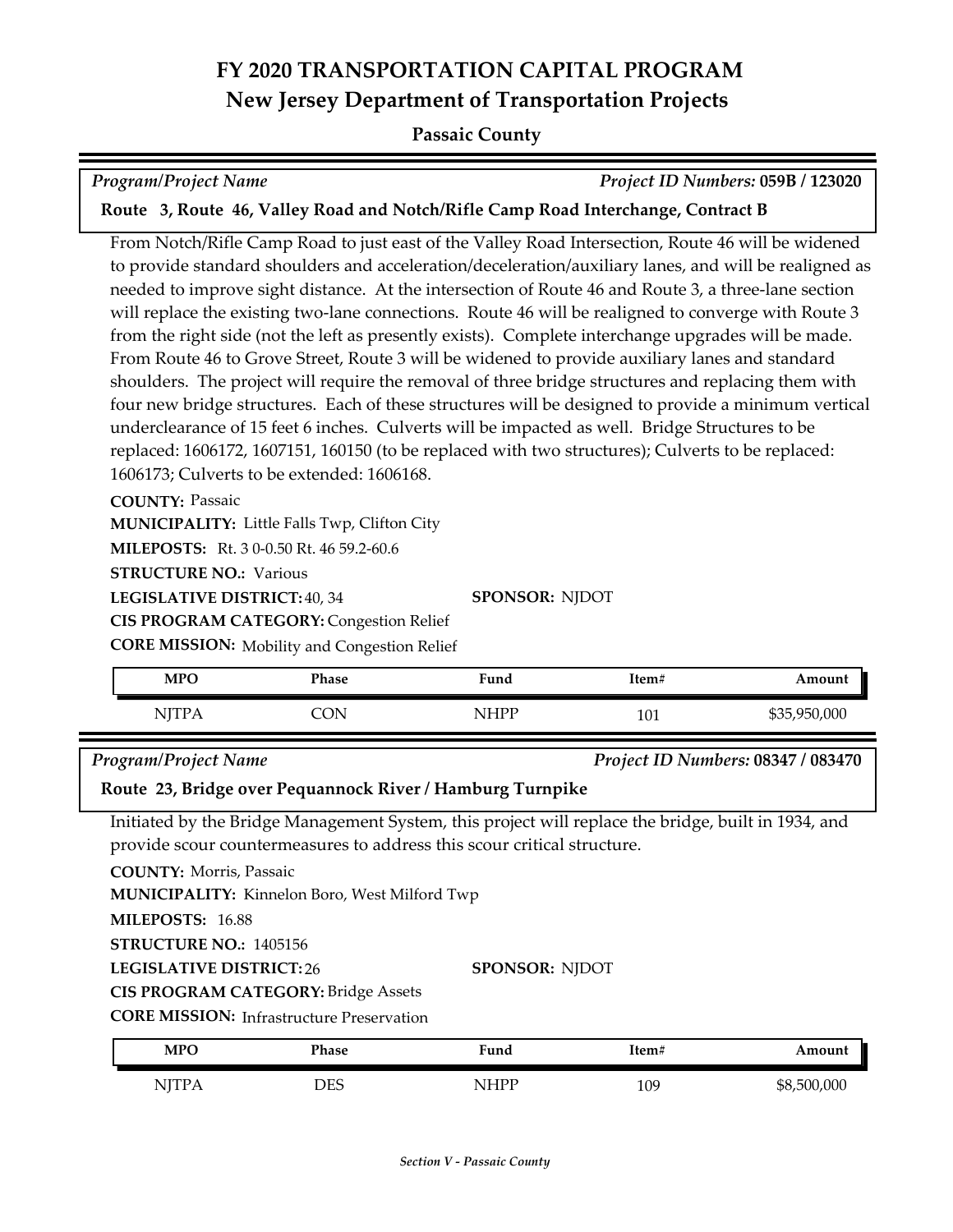# FY 2020 TRANSPORTATION CAPITAL PROGRAM
## New Jersey Department of Transportation Projects

**Passaic County**

*Program/Project Name* *Project ID Numbers:* **059B / 123020**

**Route 3, Route 46, Valley Road and Notch/Rifle Camp Road Interchange, Contract B**

From Notch/Rifle Camp Road to just east of the Valley Road Intersection, Route 46 will be widened to provide standard shoulders and acceleration/deceleration/auxiliary lanes, and will be realigned as needed to improve sight distance. At the intersection of Route 46 and Route 3, a three-lane section will replace the existing two-lane connections. Route 46 will be realigned to converge with Route 3 from the right side (not the left as presently exists). Complete interchange upgrades will be made. From Route 46 to Grove Street, Route 3 will be widened to provide auxiliary lanes and standard shoulders. The project will require the removal of three bridge structures and replacing them with four new bridge structures. Each of these structures will be designed to provide a minimum vertical underclearance of 15 feet 6 inches. Culverts will be impacted as well. Bridge Structures to be replaced: 1606172, 1607151, 160150 (to be replaced with two structures); Culverts to be replaced: 1606173; Culverts to be extended: 1606168.

**COUNTY:** Passaic
**MUNICIPALITY:** Little Falls Twp, Clifton City
**MILEPOSTS:** Rt. 3 0-0.50 Rt. 46 59.2-60.6
**STRUCTURE NO.:** Various
**LEGISLATIVE DISTRICT:** 40, 34
**SPONSOR:** NJDOT
**CIS PROGRAM CATEGORY:** Congestion Relief
**CORE MISSION:** Mobility and Congestion Relief

| MPO | Phase | Fund | Item# | Amount |
|---|---|---|---|---|
| NJTPA | CON | NHPP | 101 | $35,950,000 |

*Program/Project Name* *Project ID Numbers:* **08347 / 083470**

**Route 23, Bridge over Pequannock River / Hamburg Turnpike**

Initiated by the Bridge Management System, this project will replace the bridge, built in 1934, and provide scour countermeasures to address this scour critical structure.

**COUNTY:** Morris, Passaic
**MUNICIPALITY:** Kinnelon Boro, West Milford Twp
**MILEPOSTS:** 16.88
**STRUCTURE NO.:** 1405156
**LEGISLATIVE DISTRICT:** 26
**SPONSOR:** NJDOT
**CIS PROGRAM CATEGORY:** Bridge Assets
**CORE MISSION:** Infrastructure Preservation

| MPO | Phase | Fund | Item# | Amount |
|---|---|---|---|---|
| NJTPA | DES | NHPP | 109 | $8,500,000 |